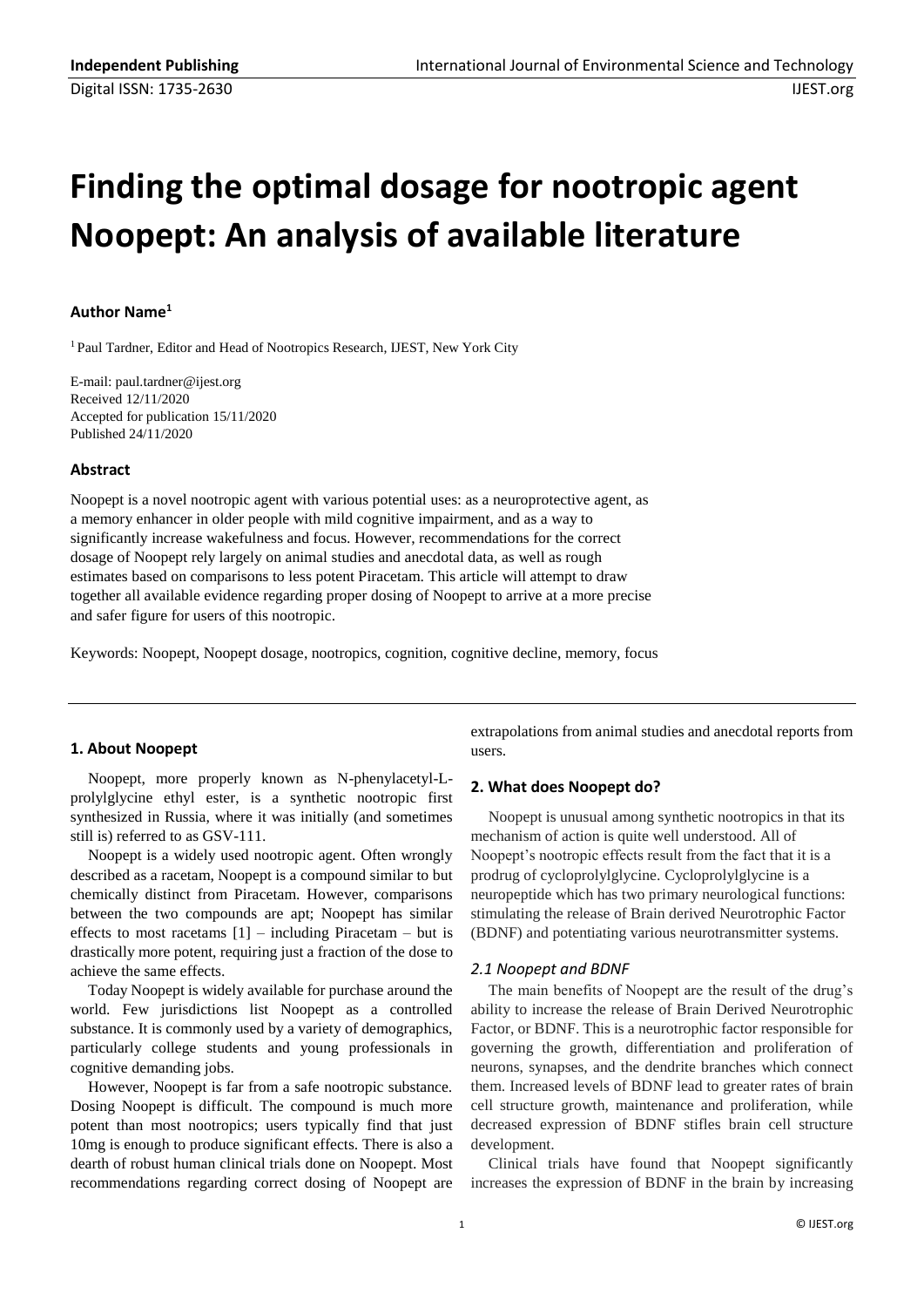# Finding the optimal dosage for nootropic agent Noopept: An analysis of available literature

**Author Name[1]**

[1] Paul Tardner, Editor and Head of Nootropics Research, IJEST, New York City

E-mail: paul.tardner@ijest.org
Received 12/11/2020
Accepted for publication 15/11/2020
Published 24/11/2020

### Abstract

Noopept is a novel nootropic agent with various potential uses: as a neuroprotective agent, as a memory enhancer in older people with mild cognitive impairment, and as a way to significantly increase wakefulness and focus. However, recommendations for the correct dosage of Noopept rely largely on animal studies and anecdotal data, as well as rough estimates based on comparisons to less potent Piracetam. This article will attempt to draw together all available evidence regarding proper dosing of Noopept to arrive at a more precise and safer figure for users of this nootropic.

Keywords: Noopept, Noopept dosage, nootropics, cognition, cognitive decline, memory, focus

## 1. About Noopept

Noopept, more properly known as N-phenylacetyl-L-prolylglycine ethyl ester, is a synthetic nootropic first synthesized in Russia, where it was initially (and sometimes still is) referred to as GSV-111.

Noopept is a widely used nootropic agent. Often wrongly described as a racetam, Noopept is a compound similar to but chemically distinct from Piracetam. However, comparisons between the two compounds are apt; Noopept has similar effects to most racetams [1] – including Piracetam – but is drastically more potent, requiring just a fraction of the dose to achieve the same effects.

Today Noopept is widely available for purchase around the world. Few jurisdictions list Noopept as a controlled substance. It is commonly used by a variety of demographics, particularly college students and young professionals in cognitive demanding jobs.

However, Noopept is far from a safe nootropic substance. Dosing Noopept is difficult. The compound is much more potent than most nootropics; users typically find that just 10mg is enough to produce significant effects. There is also a dearth of robust human clinical trials done on Noopept. Most recommendations regarding correct dosing of Noopept are extrapolations from animal studies and anecdotal reports from users.

## 2. What does Noopept do?

Noopept is unusual among synthetic nootropics in that its mechanism of action is quite well understood. All of Noopept's nootropic effects result from the fact that it is a prodrug of cycloprolylglycine. Cycloprolylglycine is a neuropeptide which has two primary neurological functions: stimulating the release of Brain derived Neurotrophic Factor (BDNF) and potentiating various neurotransmitter systems.

### *2.1 Noopept and BDNF*

The main benefits of Noopept are the result of the drug's ability to increase the release of Brain Derived Neurotrophic Factor, or BDNF. This is a neurotrophic factor responsible for governing the growth, differentiation and proliferation of neurons, synapses, and the dendrite branches which connect them. Increased levels of BDNF lead to greater rates of brain cell structure growth, maintenance and proliferation, while decreased expression of BDNF stifles brain cell structure development.

Clinical trials have found that Noopept significantly increases the expression of BDNF in the brain by increasing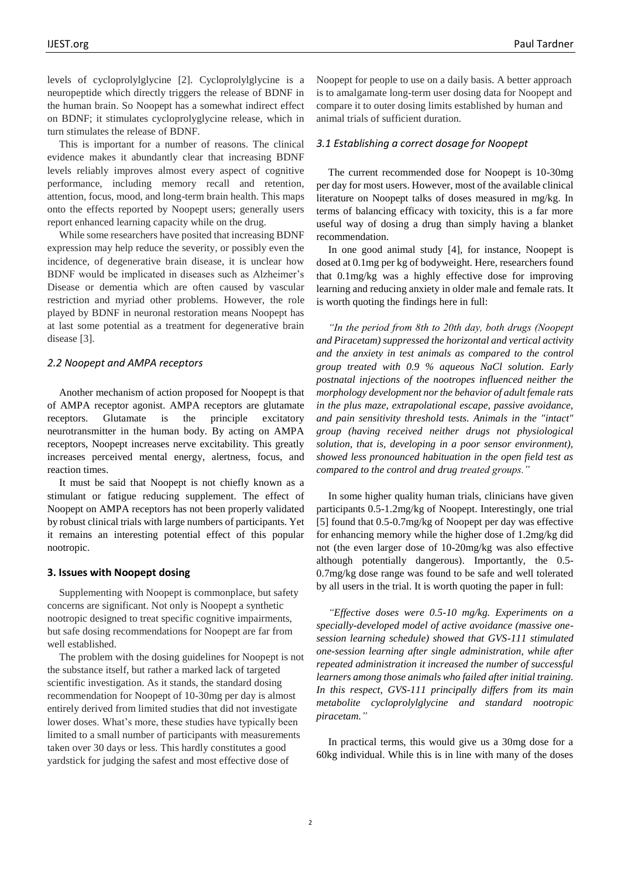levels of cycloprolylglycine [2]. Cycloprolylglycine is a neuropeptide which directly triggers the release of BDNF in the human brain. So Noopept has a somewhat indirect effect on BDNF; it stimulates cycloprolyglycine release, which in turn stimulates the release of BDNF.

This is important for a number of reasons. The clinical evidence makes it abundantly clear that increasing BDNF levels reliably improves almost every aspect of cognitive performance, including memory recall and retention, attention, focus, mood, and long-term brain health. This maps onto the effects reported by Noopept users; generally users report enhanced learning capacity while on the drug.

While some researchers have posited that increasing BDNF expression may help reduce the severity, or possibly even the incidence, of degenerative brain disease, it is unclear how BDNF would be implicated in diseases such as Alzheimer's Disease or dementia which are often caused by vascular restriction and myriad other problems. However, the role played by BDNF in neuronal restoration means Noopept has at last some potential as a treatment for degenerative brain disease [3].

### *2.2 Noopept and AMPA receptors*

Another mechanism of action proposed for Noopept is that of AMPA receptor agonist. AMPA receptors are glutamate receptors. Glutamate is the principle excitatory neurotransmitter in the human body. By acting on AMPA receptors, Noopept increases nerve excitability. This greatly increases perceived mental energy, alertness, focus, and reaction times.

It must be said that Noopept is not chiefly known as a stimulant or fatigue reducing supplement. The effect of Noopept on AMPA receptors has not been properly validated by robust clinical trials with large numbers of participants. Yet it remains an interesting potential effect of this popular nootropic.

## **3. Issues with Noopept dosing**

Supplementing with Noopept is commonplace, but safety concerns are significant. Not only is Noopept a synthetic nootropic designed to treat specific cognitive impairments, but safe dosing recommendations for Noopept are far from well established.

The problem with the dosing guidelines for Noopept is not the substance itself, but rather a marked lack of targeted scientific investigation. As it stands, the standard dosing recommendation for Noopept of 10-30mg per day is almost entirely derived from limited studies that did not investigate lower doses. What's more, these studies have typically been limited to a small number of participants with measurements taken over 30 days or less. This hardly constitutes a good yardstick for judging the safest and most effective dose of Noopept for people to use on a daily basis. A better approach is to amalgamate long-term user dosing data for Noopept and compare it to outer dosing limits established by human and animal trials of sufficient duration.

### *3.1 Establishing a correct dosage for Noopept*

The current recommended dose for Noopept is 10-30mg per day for most users. However, most of the available clinical literature on Noopept talks of doses measured in mg/kg. In terms of balancing efficacy with toxicity, this is a far more useful way of dosing a drug than simply having a blanket recommendation.

In one good animal study [4], for instance, Noopept is dosed at 0.1mg per kg of bodyweight. Here, researchers found that 0.1mg/kg was a highly effective dose for improving learning and reducing anxiety in older male and female rats. It is worth quoting the findings here in full:

*"In the period from 8th to 20th day, both drugs (Noopept and Piracetam) suppressed the horizontal and vertical activity and the anxiety in test animals as compared to the control group treated with 0.9 % aqueous NaCl solution. Early postnatal injections of the nootropes influenced neither the morphology development nor the behavior of adult female rats in the plus maze, extrapolational escape, passive avoidance, and pain sensitivity threshold tests. Animals in the "intact" group (having received neither drugs not physiological solution, that is, developing in a poor sensor environment), showed less pronounced habituation in the open field test as compared to the control and drug treated groups."*

In some higher quality human trials, clinicians have given participants 0.5-1.2mg/kg of Noopept. Interestingly, one trial [5] found that 0.5-0.7mg/kg of Noopept per day was effective for enhancing memory while the higher dose of 1.2mg/kg did not (the even larger dose of 10-20mg/kg was also effective although potentially dangerous). Importantly, the 0.5-0.7mg/kg dose range was found to be safe and well tolerated by all users in the trial. It is worth quoting the paper in full:

*"Effective doses were 0.5-10 mg/kg. Experiments on a specially-developed model of active avoidance (massive one-session learning schedule) showed that GVS-111 stimulated one-session learning after single administration, while after repeated administration it increased the number of successful learners among those animals who failed after initial training. In this respect, GVS-111 principally differs from its main metabolite cycloprolylglycine and standard nootropic piracetam."*

In practical terms, this would give us a 30mg dose for a 60kg individual. While this is in line with many of the doses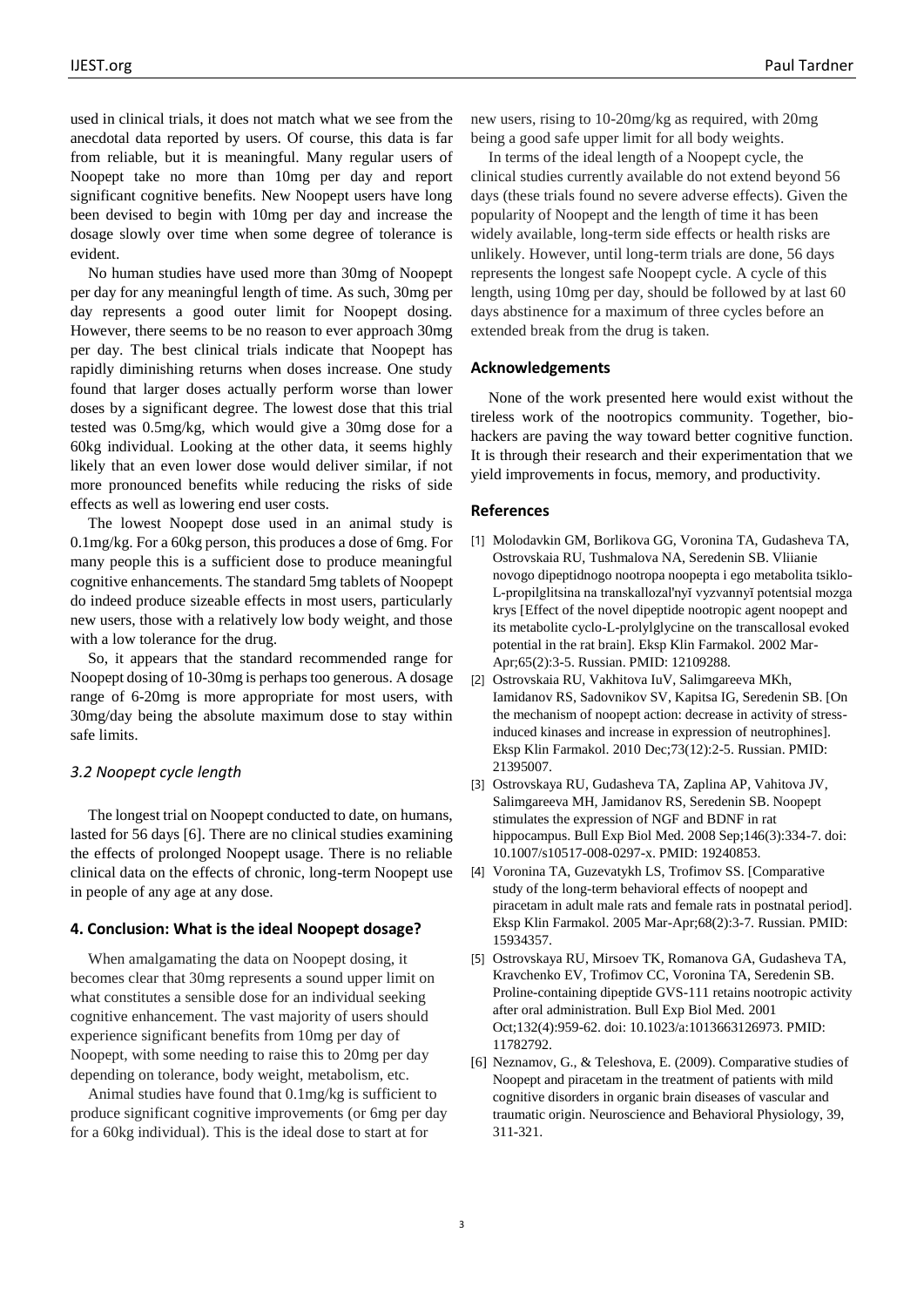used in clinical trials, it does not match what we see from the anecdotal data reported by users. Of course, this data is far from reliable, but it is meaningful. Many regular users of Noopept take no more than 10mg per day and report significant cognitive benefits. New Noopept users have long been devised to begin with 10mg per day and increase the dosage slowly over time when some degree of tolerance is evident.

No human studies have used more than 30mg of Noopept per day for any meaningful length of time. As such, 30mg per day represents a good outer limit for Noopept dosing. However, there seems to be no reason to ever approach 30mg per day. The best clinical trials indicate that Noopept has rapidly diminishing returns when doses increase. One study found that larger doses actually perform worse than lower doses by a significant degree. The lowest dose that this trial tested was 0.5mg/kg, which would give a 30mg dose for a 60kg individual. Looking at the other data, it seems highly likely that an even lower dose would deliver similar, if not more pronounced benefits while reducing the risks of side effects as well as lowering end user costs.

The lowest Noopept dose used in an animal study is 0.1mg/kg. For a 60kg person, this produces a dose of 6mg. For many people this is a sufficient dose to produce meaningful cognitive enhancements. The standard 5mg tablets of Noopept do indeed produce sizeable effects in most users, particularly new users, those with a relatively low body weight, and those with a low tolerance for the drug.

So, it appears that the standard recommended range for Noopept dosing of 10-30mg is perhaps too generous. A dosage range of 6-20mg is more appropriate for most users, with 30mg/day being the absolute maximum dose to stay within safe limits.

### *3.2 Noopept cycle length*

The longest trial on Noopept conducted to date, on humans, lasted for 56 days [6]. There are no clinical studies examining the effects of prolonged Noopept usage. There is no reliable clinical data on the effects of chronic, long-term Noopept use in people of any age at any dose.

## 4. Conclusion: What is the ideal Noopept dosage?

When amalgamating the data on Noopept dosing, it becomes clear that 30mg represents a sound upper limit on what constitutes a sensible dose for an individual seeking cognitive enhancement. The vast majority of users should experience significant benefits from 10mg per day of Noopept, with some needing to raise this to 20mg per day depending on tolerance, body weight, metabolism, etc.

Animal studies have found that 0.1mg/kg is sufficient to produce significant cognitive improvements (or 6mg per day for a 60kg individual). This is the ideal dose to start at for new users, rising to 10-20mg/kg as required, with 20mg being a good safe upper limit for all body weights.

In terms of the ideal length of a Noopept cycle, the clinical studies currently available do not extend beyond 56 days (these trials found no severe adverse effects). Given the popularity of Noopept and the length of time it has been widely available, long-term side effects or health risks are unlikely. However, until long-term trials are done, 56 days represents the longest safe Noopept cycle. A cycle of this length, using 10mg per day, should be followed by at last 60 days abstinence for a maximum of three cycles before an extended break from the drug is taken.

## Acknowledgements

None of the work presented here would exist without the tireless work of the nootropics community. Together, bio-hackers are paving the way toward better cognitive function. It is through their research and their experimentation that we yield improvements in focus, memory, and productivity.

## References

[1] Molodavkin GM, Borlikova GG, Voronina TA, Gudasheva TA, Ostrovskaia RU, Tushmalova NA, Seredenin SB. Vliianie novogo dipeptidnogo nootropa noopepta i ego metabolita tsiklo-L-propilglitsina na transkallozal'nyĭ vyzvannyĭ potentsial mozga krys [Effect of the novel dipeptide nootropic agent noopept and its metabolite cyclo-L-prolylglycine on the transcallosal evoked potential in the rat brain]. Eksp Klin Farmakol. 2002 Mar-Apr;65(2):3-5. Russian. PMID: 12109288.

[2] Ostrovskaia RU, Vakhitova IuV, Salimgareeva MKh, Iamidanov RS, Sadovnikov SV, Kapitsa IG, Seredenin SB. [On the mechanism of noopept action: decrease in activity of stress-induced kinases and increase in expression of neutrophines]. Eksp Klin Farmakol. 2010 Dec;73(12):2-5. Russian. PMID: 21395007.

[3] Ostrovskaya RU, Gudasheva TA, Zaplina AP, Vahitova JV, Salimgareeva MH, Jamidanov RS, Seredenin SB. Noopept stimulates the expression of NGF and BDNF in rat hippocampus. Bull Exp Biol Med. 2008 Sep;146(3):334-7. doi: 10.1007/s10517-008-0297-x. PMID: 19240853.

[4] Voronina TA, Guzevatykh LS, Trofimov SS. [Comparative study of the long-term behavioral effects of noopept and piracetam in adult male rats and female rats in postnatal period]. Eksp Klin Farmakol. 2005 Mar-Apr;68(2):3-7. Russian. PMID: 15934357.

[5] Ostrovskaya RU, Mirsoev TK, Romanova GA, Gudasheva TA, Kravchenko EV, Trofimov CC, Voronina TA, Seredenin SB. Proline-containing dipeptide GVS-111 retains nootropic activity after oral administration. Bull Exp Biol Med. 2001 Oct;132(4):959-62. doi: 10.1023/a:1013663126973. PMID: 11782792.

[6] Neznamov, G., & Teleshova, E. (2009). Comparative studies of Noopept and piracetam in the treatment of patients with mild cognitive disorders in organic brain diseases of vascular and traumatic origin. Neuroscience and Behavioral Physiology, 39, 311-321.